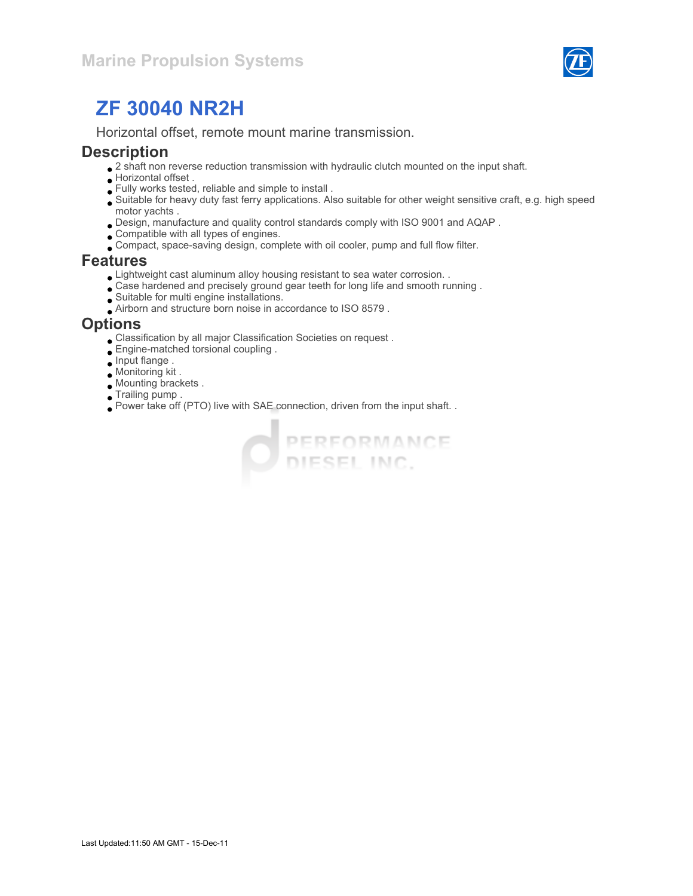Marine Propulsion Systems

# ZF 30040 NR2H

Horizontal offset, remote mount marine transmission.

## Description

- 2 shaft non reverse reduction transmission with hydraulic clutch mounted on the input shaft.
- Horizontal offset .
- Fully works tested, reliable and simple to install .
- Suitable for heavy duty fast ferry applications. Also suitable for other weight sensitive craft, e.g. high speed motor yachts .
- Design, manufacture and quality control standards comply with ISO 9001 and AQAP .
- Compatible with all types of engines.
- Compact, space-saving design, complete with oil cooler, pump and full flow filter.

## Features

- Lightweight cast aluminum alloy housing resistant to sea water corrosion. .
- Case hardened and precisely ground gear teeth for long life and smooth running .
- Suitable for multi engine installations.
- Airborn and structure born noise in accordance to ISO 8579 .

## Options

- Classification by all major Classification Societies on request .
- Engine-matched torsional coupling .
- Input flange .
- Monitoring kit .
- Mounting brackets .
- Trailing pump .
- Power take off (PTO) live with SAE connection, driven from the input shaft. .

Last Updated:11:50 AM GMT - 15-Dec-11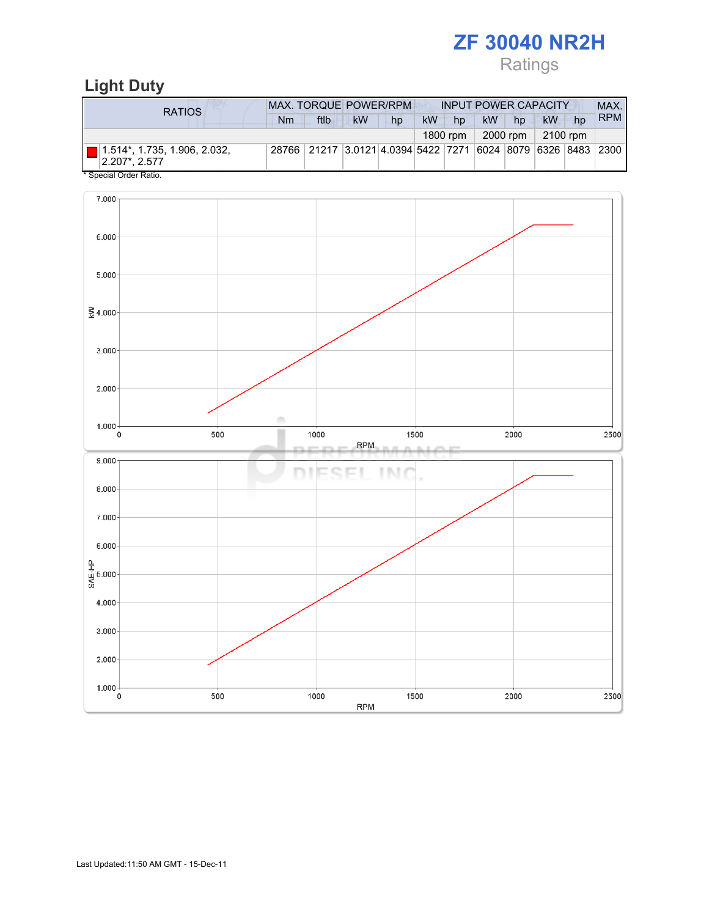# ZF 30040 NR2H

Ratings

## Light Duty

| RATIOS | MAX. TORQUE | | POWER/RPM | | INPUT POWER CAPACITY | | | | | | MAX. RPM |
|---|---|---|---|---|---|---|---|---|---|---|---|
| | Nm | ftlb | kW | hp | kW | hp | kW | hp | kW | hp | |
| | | | | | 1800 rpm | | 2000 rpm | | 2100 rpm | | |
| 1.514*, 1.735, 1.906, 2.032, 2.207*, 2.577 | 28766 | 21217 | 3.0121 | 4.0394 | 5422 | 7271 | 6024 | 8079 | 6326 | 8483 | 2300 |

* Special Order Ratio.

Last Updated:11:50 AM GMT - 15-Dec-11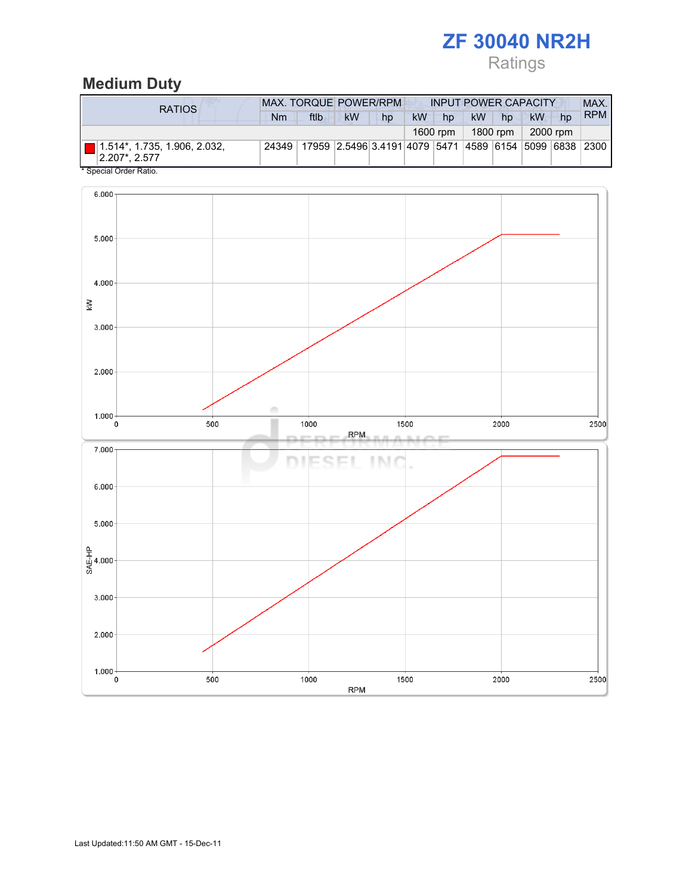# ZF 30040 NR2H

Ratings

## Medium Duty

| RATIOS | MAX. TORQUE | | POWER/RPM | | INPUT POWER CAPACITY | | | | | | MAX. RPM |
|---|---|---|---|---|---|---|---|---|---|---|---|
| | Nm | ftlb | kW | hp | kW | hp | kW | hp | kW | hp | |
| | | | | | 1600 rpm | | 1800 rpm | | 2000 rpm | | |
| 1.514*, 1.735, 1.906, 2.032, 2.207*, 2.577 | 24349 | 17959 | 2.5496 | 3.4191 | 4079 | 5471 | 4589 | 6154 | 5099 | 6838 | 2300 |

* Special Order Ratio.

Last Updated:11:50 AM GMT - 15-Dec-11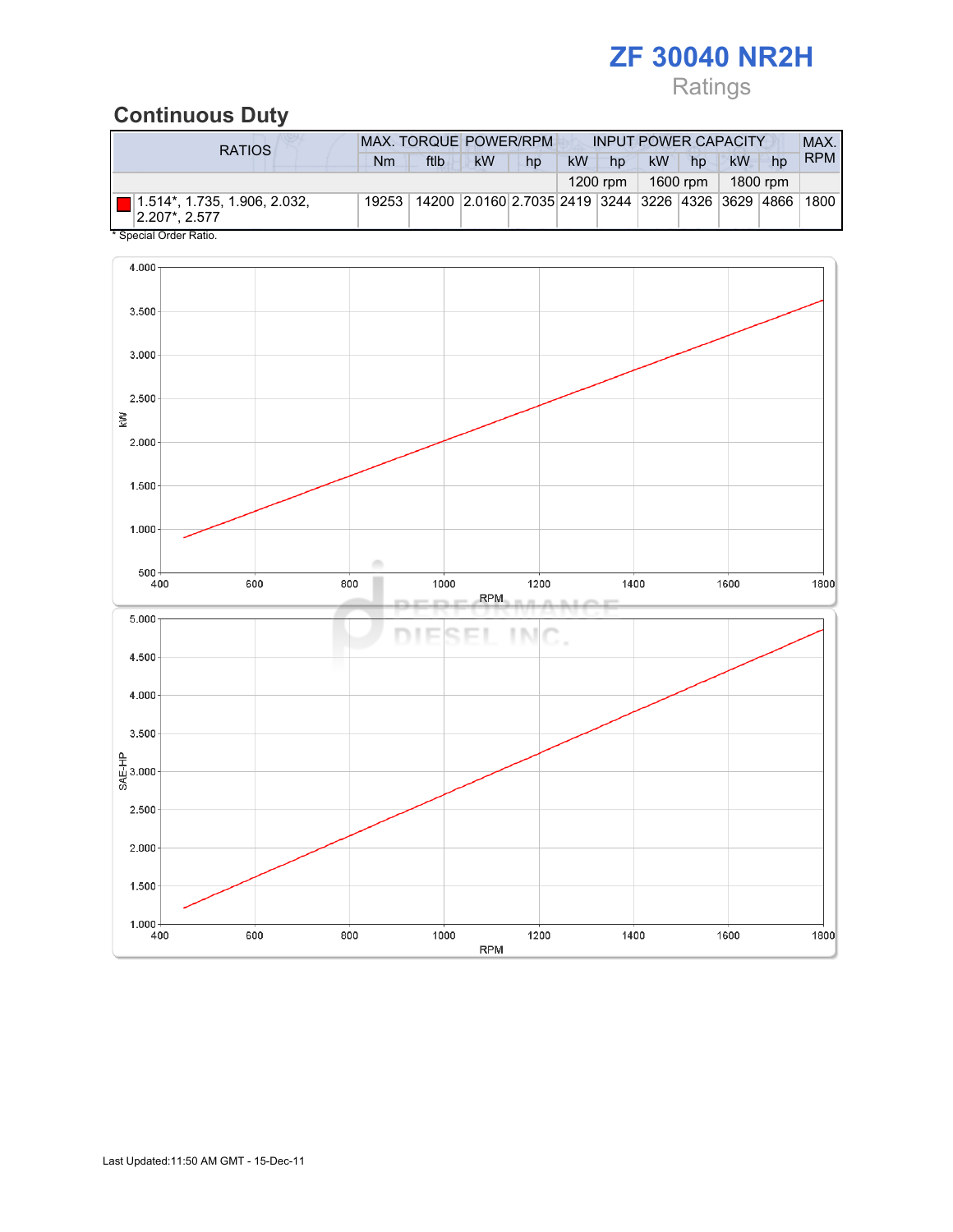# ZF 30040 NR2H

Ratings

## Continuous Duty

| RATIOS | MAX. TORQUE | | POWER/RPM | | INPUT POWER CAPACITY | | | | | | MAX. RPM |
|---|---|---|---|---|---|---|---|---|---|---|---|
| | Nm | ftlb | kW | hp | kW | hp | kW | hp | kW | hp | |
| | | | | | 1200 rpm | | 1600 rpm | | 1800 rpm | | |
| 1.514*, 1.735, 1.906, 2.032, 2.207*, 2.577 | 19253 | 14200 | 2.0160 | 2.7035 | 2419 | 3244 | 3226 | 4326 | 3629 | 4866 | 1800 |

* Special Order Ratio.

Last Updated:11:50 AM GMT - 15-Dec-11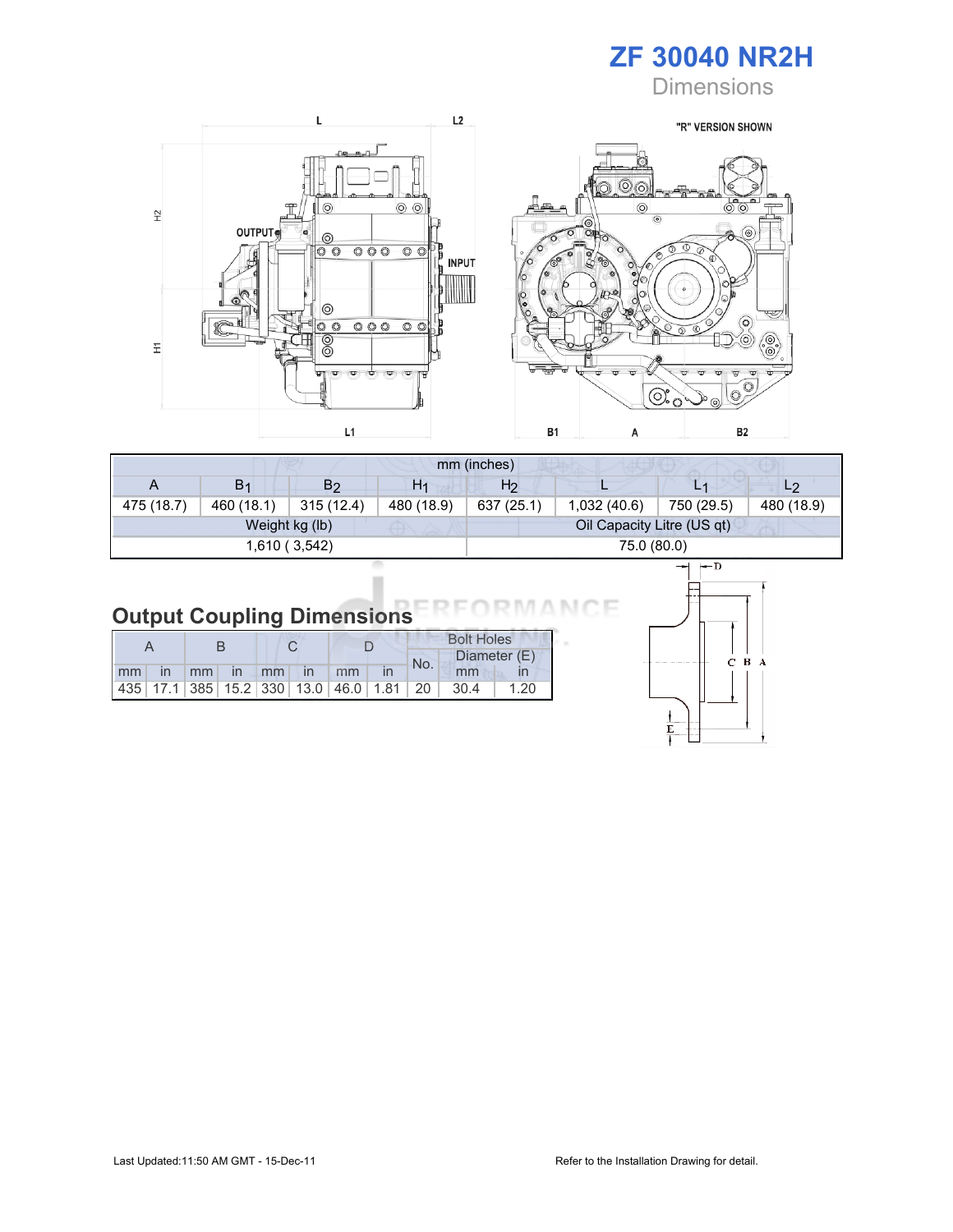# ZF 30040 NR2H

## Dimensions

"R" VERSION SHOWN

| mm (inches) | | | | | | | |
|---|---|---|---|---|---|---|---|
| A | $B_1$ | $B_2$ | $H_1$ | $H_2$ | L | $L_1$ | $L_2$ |
| 475 (18.7) | 460 (18.1) | 315 (12.4) | 480 (18.9) | 637 (25.1) | 1,032 (40.6) | 750 (29.5) | 480 (18.9) |

| Weight kg (lb) | Oil Capacity Litre (US qt) |
|---|---|
| 1,610 ( 3,542) | 75.0 (80.0) |

## Output Coupling Dimensions

| A | | B | | C | | D | | Bolt Holes | | |
|---|---|---|---|---|---|---|---|---|---|---|
| | | | | | | | | No. | Diameter (E) | |
| mm | in | mm | in | mm | in | mm | in | | mm | in |
| 435 | 17.1 | 385 | 15.2 | 330 | 13.0 | 46.0 | 1.81 | 20 | 30.4 | 1.20 |

Last Updated:11:50 AM GMT - 15-Dec-11

Refer to the Installation Drawing for detail.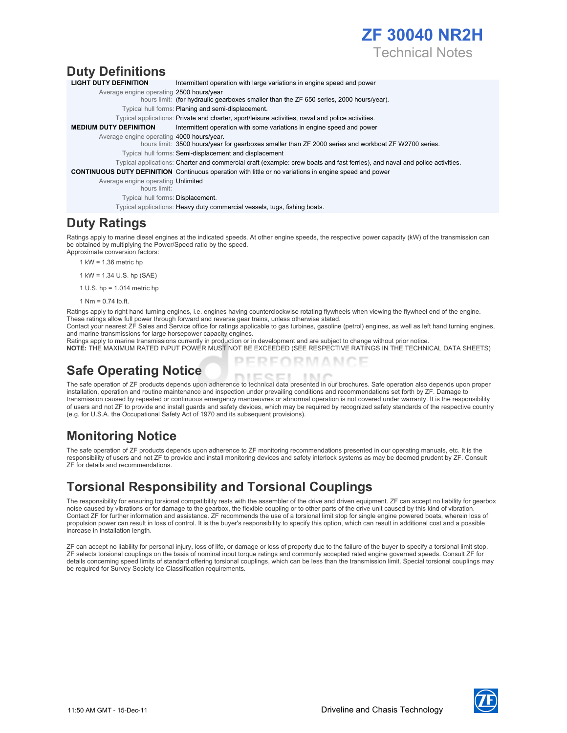# ZF 30040 NR2H

## Technical Notes

## Duty Definitions

| | |
|---|---|
| **LIGHT DUTY DEFINITION** | Intermittent operation with large variations in engine speed and power |
| Average engine operating hours limit: | 2500 hours/year (for hydraulic gearboxes smaller than the ZF 650 series, 2000 hours/year). |
| Typical hull forms: | Planing and semi-displacement. |
| Typical applications: | Private and charter, sport/leisure activities, naval and police activities. |
| **MEDIUM DUTY DEFINITION** | Intermittent operation with some variations in engine speed and power |
| Average engine operating hours limit: | 4000 hours/year. 3500 hours/year for gearboxes smaller than ZF 2000 series and workboat ZF W2700 series. |
| Typical hull forms: | Semi-displacement and displacement |
| Typical applications: | Charter and commercial craft (example: crew boats and fast ferries), and naval and police activities. |
| **CONTINUOUS DUTY DEFINITION** | Continuous operation with little or no variations in engine speed and power |
| Average engine operating hours limit: | Unlimited |
| Typical hull forms: | Displacement. |
| Typical applications: | Heavy duty commercial vessels, tugs, fishing boats. |

## Duty Ratings

Ratings apply to marine diesel engines at the indicated speeds. At other engine speeds, the respective power capacity (kW) of the transmission can be obtained by multiplying the Power/Speed ratio by the speed.
Approximate conversion factors:

1 kW = 1.36 metric hp

1 kW = 1.34 U.S. hp (SAE)

1 U.S. hp = 1.014 metric hp

1 Nm = 0.74 lb.ft.

Ratings apply to right hand turning engines, i.e. engines having counterclockwise rotating flywheels when viewing the flywheel end of the engine. These ratings allow full power through forward and reverse gear trains, unless otherwise stated.
Contact your nearest ZF Sales and Service office for ratings applicable to gas turbines, gasoline (petrol) engines, as well as left hand turning engines, and marine transmissions for large horsepower capacity engines.
Ratings apply to marine transmissions currently in production or in development and are subject to change without prior notice.
**NOTE:** THE MAXIMUM RATED INPUT POWER MUST NOT BE EXCEEDED (SEE RESPECTIVE RATINGS IN THE TECHNICAL DATA SHEETS)

## Safe Operating Notice

The safe operation of ZF products depends upon adherence to technical data presented in our brochures. Safe operation also depends upon proper installation, operation and routine maintenance and inspection under prevailing conditions and recommendations set forth by ZF. Damage to transmission caused by repeated or continuous emergency manoeuvres or abnormal operation is not covered under warranty. It is the responsibility of users and not ZF to provide and install guards and safety devices, which may be required by recognized safety standards of the respective country (e.g. for U.S.A. the Occupational Safety Act of 1970 and its subsequent provisions).

## Monitoring Notice

The safe operation of ZF products depends upon adherence to ZF monitoring recommendations presented in our operating manuals, etc. It is the responsibility of users and not ZF to provide and install monitoring devices and safety interlock systems as may be deemed prudent by ZF. Consult ZF for details and recommendations.

## Torsional Responsibility and Torsional Couplings

The responsibility for ensuring torsional compatibility rests with the assembler of the drive and driven equipment. ZF can accept no liability for gearbox noise caused by vibrations or for damage to the gearbox, the flexible coupling or to other parts of the drive unit caused by this kind of vibration. Contact ZF for further information and assistance. ZF recommends the use of a torsional limit stop for single engine powered boats, wherein loss of propulsion power can result in loss of control. It is the buyer's responsibility to specify this option, which can result in additional cost and a possible increase in installation length.

ZF can accept no liability for personal injury, loss of life, or damage or loss of property due to the failure of the buyer to specify a torsional limit stop. ZF selects torsional couplings on the basis of nominal input torque ratings and commonly accepted rated engine governed speeds. Consult ZF for details concerning speed limits of standard offering torsional couplings, which can be less than the transmission limit. Special torsional couplings may be required for Survey Society Ice Classification requirements.